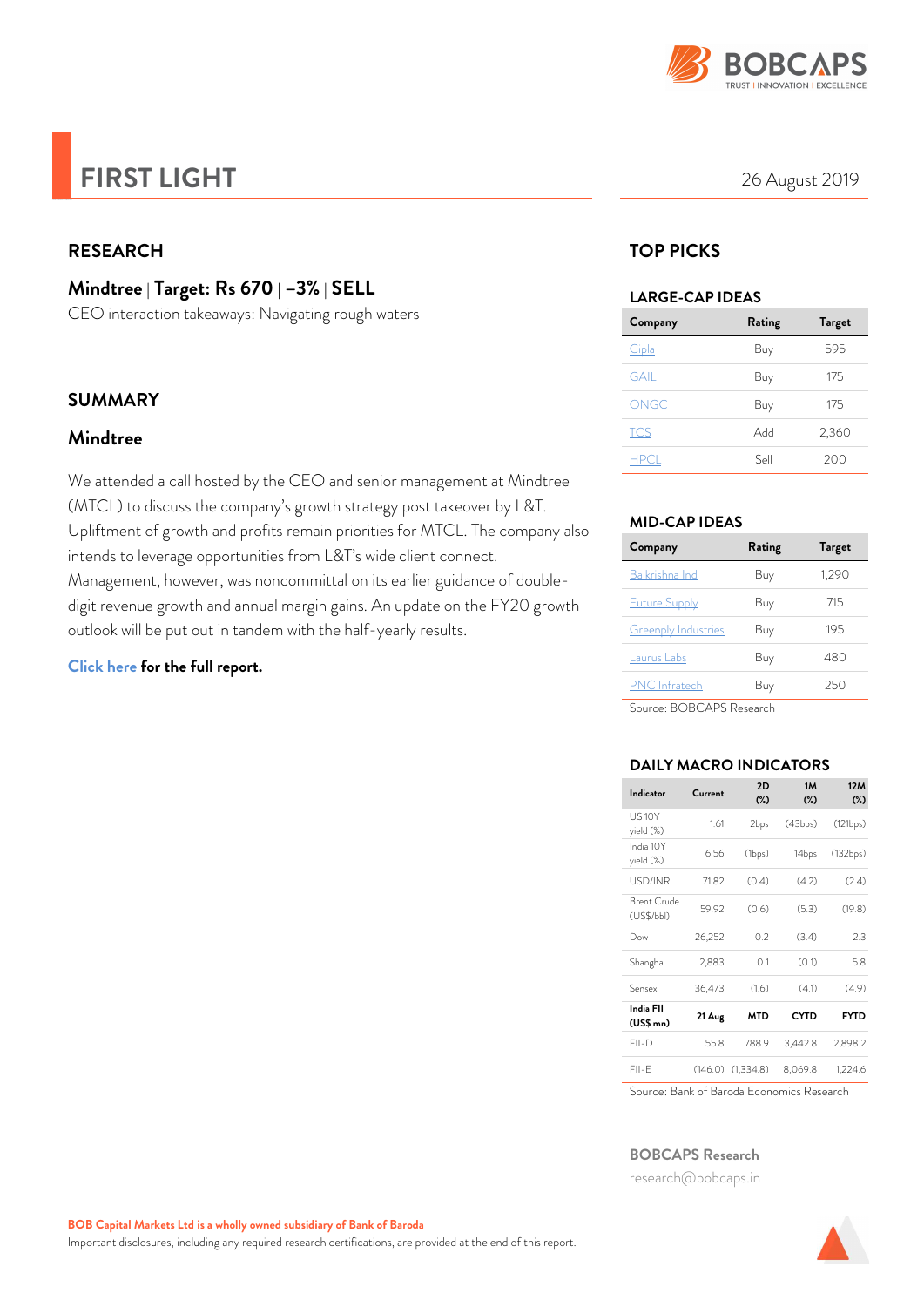BOBCAPS
TRUST | INNOVATION | EXCELLENCE

# FIRST LIGHT

26 August 2019

## RESEARCH

### Mindtree | Target: Rs 670 | –3% | SELL

CEO interaction takeaways: Navigating rough waters

## SUMMARY

### Mindtree

We attended a call hosted by the CEO and senior management at Mindtree (MTCL) to discuss the company's growth strategy post takeover by L&T. Upliftment of growth and profits remain priorities for MTCL. The company also intends to leverage opportunities from L&T's wide client connect. Management, however, was noncommittal on its earlier guidance of double-digit revenue growth and annual margin gains. An update on the FY20 growth outlook will be put out in tandem with the half-yearly results.

**Click here for the full report.**

## TOP PICKS

### LARGE-CAP IDEAS

| Company | Rating | Target |
|---|---|---|
| Cipla | Buy | 595 |
| GAIL | Buy | 175 |
| ONGC | Buy | 175 |
| TCS | Add | 2,360 |
| HPCL | Sell | 200 |

### MID-CAP IDEAS

| Company | Rating | Target |
|---|---|---|
| Balkrishna Ind | Buy | 1,290 |
| Future Supply | Buy | 715 |
| Greenply Industries | Buy | 195 |
| Laurus Labs | Buy | 480 |
| PNC Infratech | Buy | 250 |

Source: BOBCAPS Research

### DAILY MACRO INDICATORS

| Indicator | Current | 2D (%) | 1M (%) | 12M (%) |
|---|---|---|---|---|
| US 10Y yield (%) | 1.61 | 2bps | (43bps) | (121bps) |
| India 10Y yield (%) | 6.56 | (1bps) | 14bps | (132bps) |
| USD/INR | 71.82 | (0.4) | (4.2) | (2.4) |
| Brent Crude (US$/bbl) | 59.92 | (0.6) | (5.3) | (19.8) |
| Dow | 26,252 | 0.2 | (3.4) | 2.3 |
| Shanghai | 2,883 | 0.1 | (0.1) | 5.8 |
| Sensex | 36,473 | (1.6) | (4.1) | (4.9) |
| **India FII (US$ mn)** | **21 Aug** | **MTD** | **CYTD** | **FYTD** |
| FII-D | 55.8 | 788.9 | 3,442.8 | 2,898.2 |
| FII-E | (146.0) | (1,334.8) | 8,069.8 | 1,224.6 |

Source: Bank of Baroda Economics Research

**BOBCAPS Research**

research@bobcaps.in

**BOB Capital Markets Ltd is a wholly owned subsidiary of Bank of Baroda**

Important disclosures, including any required research certifications, are provided at the end of this report.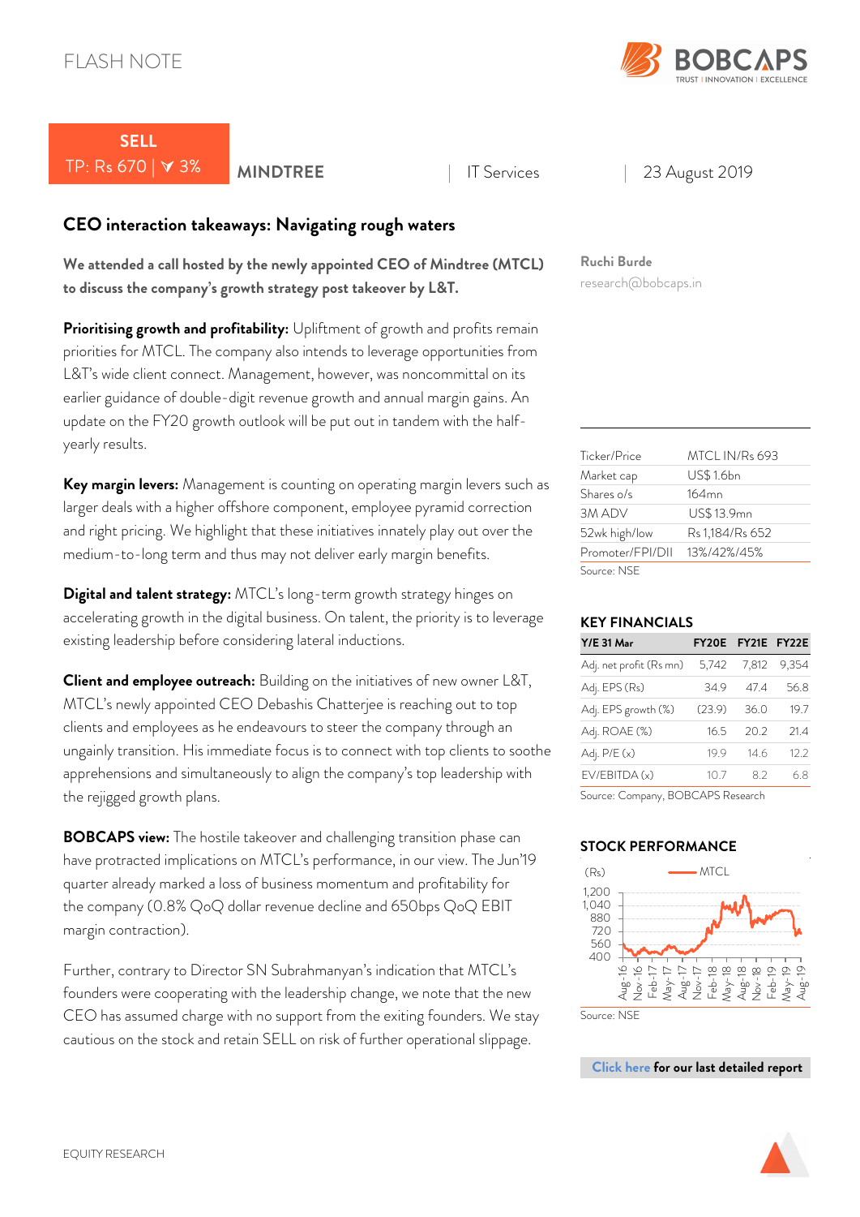FLASH NOTE

**SELL**
TP: Rs 670 | ∨ 3%

**MINDTREE** | IT Services | 23 August 2019

## CEO interaction takeaways: Navigating rough waters

**We attended a call hosted by the newly appointed CEO of Mindtree (MTCL) to discuss the company's growth strategy post takeover by L&T.**

**Prioritising growth and profitability:** Upliftment of growth and profits remain priorities for MTCL. The company also intends to leverage opportunities from L&T's wide client connect. Management, however, was noncommittal on its earlier guidance of double-digit revenue growth and annual margin gains. An update on the FY20 growth outlook will be put out in tandem with the half-yearly results.

**Key margin levers:** Management is counting on operating margin levers such as larger deals with a higher offshore component, employee pyramid correction and right pricing. We highlight that these initiatives innately play out over the medium-to-long term and thus may not deliver early margin benefits.

**Digital and talent strategy:** MTCL's long-term growth strategy hinges on accelerating growth in the digital business. On talent, the priority is to leverage existing leadership before considering lateral inductions.

**Client and employee outreach:** Building on the initiatives of new owner L&T, MTCL's newly appointed CEO Debashis Chatterjee is reaching out to top clients and employees as he endeavours to steer the company through an ungainly transition. His immediate focus is to connect with top clients to soothe apprehensions and simultaneously to align the company's top leadership with the rejigged growth plans.

**BOBCAPS view:** The hostile takeover and challenging transition phase can have protracted implications on MTCL's performance, in our view. The Jun'19 quarter already marked a loss of business momentum and profitability for the company (0.8% QoQ dollar revenue decline and 650bps QoQ EBIT margin contraction).

Further, contrary to Director SN Subrahmanyan's indication that MTCL's founders were cooperating with the leadership change, we note that the new CEO has assumed charge with no support from the exiting founders. We stay cautious on the stock and retain SELL on risk of further operational slippage.

**Ruchi Burde**
research@bobcaps.in

| | |
|---|---|
| Ticker/Price | MTCL IN/Rs 693 |
| Market cap | US$ 1.6bn |
| Shares o/s | 164mn |
| 3M ADV | US$ 13.9mn |
| 52wk high/low | Rs 1,184/Rs 652 |
| Promoter/FPI/DII | 13%/42%/45% |

Source: NSE

### KEY FINANCIALS

| Y/E 31 Mar | FY20E | FY21E | FY22E |
|---|---|---|---|
| Adj. net profit (Rs mn) | 5,742 | 7,812 | 9,354 |
| Adj. EPS (Rs) | 34.9 | 47.4 | 56.8 |
| Adj. EPS growth (%) | (23.9) | 36.0 | 19.7 |
| Adj. ROAE (%) | 16.5 | 20.2 | 21.4 |
| Adj. P/E (x) | 19.9 | 14.6 | 12.2 |
| EV/EBITDA (x) | 10.7 | 8.2 | 6.8 |

Source: Company, BOBCAPS Research

### STOCK PERFORMANCE

Source: NSE

**Click here** for our last detailed report

EQUITY RESEARCH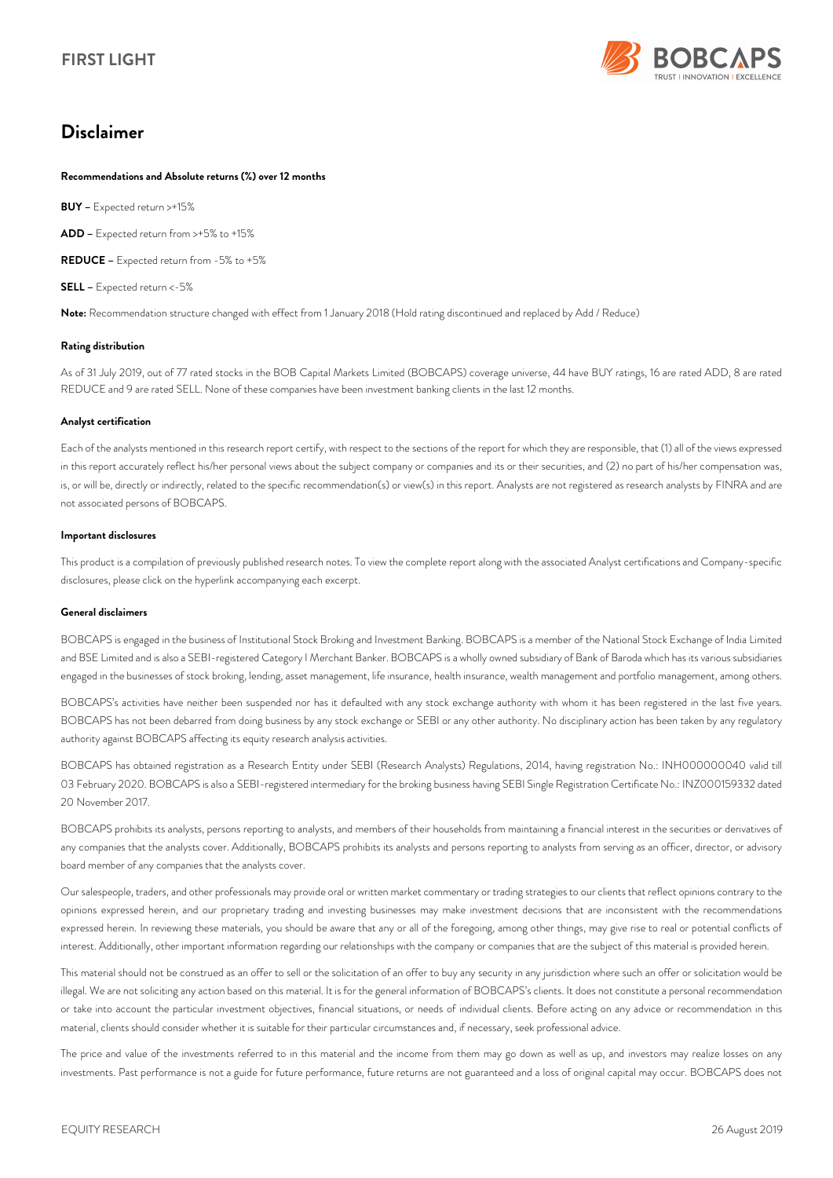# Disclaimer

**Recommendations and Absolute returns (%) over 12 months**

**BUY** – Expected return >+15%

**ADD** – Expected return from >+5% to +15%

**REDUCE** – Expected return from -5% to +5%

**SELL** – Expected return <-5%

**Note:** Recommendation structure changed with effect from 1 January 2018 (Hold rating discontinued and replaced by Add / Reduce)

**Rating distribution**

As of 31 July 2019, out of 77 rated stocks in the BOB Capital Markets Limited (BOBCAPS) coverage universe, 44 have BUY ratings, 16 are rated ADD, 8 are rated REDUCE and 9 are rated SELL. None of these companies have been investment banking clients in the last 12 months.

**Analyst certification**

Each of the analysts mentioned in this research report certify, with respect to the sections of the report for which they are responsible, that (1) all of the views expressed in this report accurately reflect his/her personal views about the subject company or companies and its or their securities, and (2) no part of his/her compensation was, is, or will be, directly or indirectly, related to the specific recommendation(s) or view(s) in this report. Analysts are not registered as research analysts by FINRA and are not associated persons of BOBCAPS.

**Important disclosures**

This product is a compilation of previously published research notes. To view the complete report along with the associated Analyst certifications and Company-specific disclosures, please click on the hyperlink accompanying each excerpt.

**General disclaimers**

BOBCAPS is engaged in the business of Institutional Stock Broking and Investment Banking. BOBCAPS is a member of the National Stock Exchange of India Limited and BSE Limited and is also a SEBI-registered Category I Merchant Banker. BOBCAPS is a wholly owned subsidiary of Bank of Baroda which has its various subsidiaries engaged in the businesses of stock broking, lending, asset management, life insurance, health insurance, wealth management and portfolio management, among others.

BOBCAPS's activities have neither been suspended nor has it defaulted with any stock exchange authority with whom it has been registered in the last five years. BOBCAPS has not been debarred from doing business by any stock exchange or SEBI or any other authority. No disciplinary action has been taken by any regulatory authority against BOBCAPS affecting its equity research analysis activities.

BOBCAPS has obtained registration as a Research Entity under SEBI (Research Analysts) Regulations, 2014, having registration No.: INH000000040 valid till 03 February 2020. BOBCAPS is also a SEBI-registered intermediary for the broking business having SEBI Single Registration Certificate No.: INZ000159332 dated 20 November 2017.

BOBCAPS prohibits its analysts, persons reporting to analysts, and members of their households from maintaining a financial interest in the securities or derivatives of any companies that the analysts cover. Additionally, BOBCAPS prohibits its analysts and persons reporting to analysts from serving as an officer, director, or advisory board member of any companies that the analysts cover.

Our salespeople, traders, and other professionals may provide oral or written market commentary or trading strategies to our clients that reflect opinions contrary to the opinions expressed herein, and our proprietary trading and investing businesses may make investment decisions that are inconsistent with the recommendations expressed herein. In reviewing these materials, you should be aware that any or all of the foregoing, among other things, may give rise to real or potential conflicts of interest. Additionally, other important information regarding our relationships with the company or companies that are the subject of this material is provided herein.

This material should not be construed as an offer to sell or the solicitation of an offer to buy any security in any jurisdiction where such an offer or solicitation would be illegal. We are not soliciting any action based on this material. It is for the general information of BOBCAPS's clients. It does not constitute a personal recommendation or take into account the particular investment objectives, financial situations, or needs of individual clients. Before acting on any advice or recommendation in this material, clients should consider whether it is suitable for their particular circumstances and, if necessary, seek professional advice.

The price and value of the investments referred to in this material and the income from them may go down as well as up, and investors may realize losses on any investments. Past performance is not a guide for future performance, future returns are not guaranteed and a loss of original capital may occur. BOBCAPS does not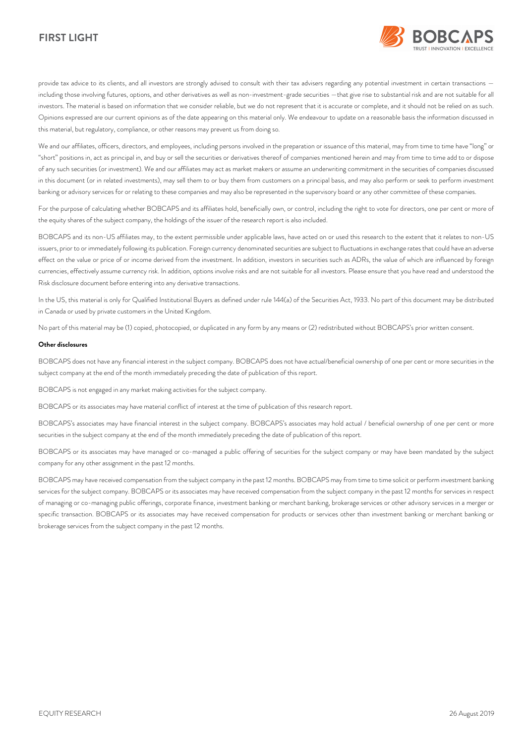provide tax advice to its clients, and all investors are strongly advised to consult with their tax advisers regarding any potential investment in certain transactions — including those involving futures, options, and other derivatives as well as non-investment-grade securities —that give rise to substantial risk and are not suitable for all investors. The material is based on information that we consider reliable, but we do not represent that it is accurate or complete, and it should not be relied on as such. Opinions expressed are our current opinions as of the date appearing on this material only. We endeavour to update on a reasonable basis the information discussed in this material, but regulatory, compliance, or other reasons may prevent us from doing so.

We and our affiliates, officers, directors, and employees, including persons involved in the preparation or issuance of this material, may from time to time have "long" or "short" positions in, act as principal in, and buy or sell the securities or derivatives thereof of companies mentioned herein and may from time to time add to or dispose of any such securities (or investment). We and our affiliates may act as market makers or assume an underwriting commitment in the securities of companies discussed in this document (or in related investments), may sell them to or buy them from customers on a principal basis, and may also perform or seek to perform investment banking or advisory services for or relating to these companies and may also be represented in the supervisory board or any other committee of these companies.

For the purpose of calculating whether BOBCAPS and its affiliates hold, beneficially own, or control, including the right to vote for directors, one per cent or more of the equity shares of the subject company, the holdings of the issuer of the research report is also included.

BOBCAPS and its non-US affiliates may, to the extent permissible under applicable laws, have acted on or used this research to the extent that it relates to non-US issuers, prior to or immediately following its publication. Foreign currency denominated securities are subject to fluctuations in exchange rates that could have an adverse effect on the value or price of or income derived from the investment. In addition, investors in securities such as ADRs, the value of which are influenced by foreign currencies, effectively assume currency risk. In addition, options involve risks and are not suitable for all investors. Please ensure that you have read and understood the Risk disclosure document before entering into any derivative transactions.

In the US, this material is only for Qualified Institutional Buyers as defined under rule 144(a) of the Securities Act, 1933. No part of this document may be distributed in Canada or used by private customers in the United Kingdom.

No part of this material may be (1) copied, photocopied, or duplicated in any form by any means or (2) redistributed without BOBCAPS's prior written consent.

**Other disclosures**

BOBCAPS does not have any financial interest in the subject company. BOBCAPS does not have actual/beneficial ownership of one per cent or more securities in the subject company at the end of the month immediately preceding the date of publication of this report.

BOBCAPS is not engaged in any market making activities for the subject company.

BOBCAPS or its associates may have material conflict of interest at the time of publication of this research report.

BOBCAPS's associates may have financial interest in the subject company. BOBCAPS's associates may hold actual / beneficial ownership of one per cent or more securities in the subject company at the end of the month immediately preceding the date of publication of this report.

BOBCAPS or its associates may have managed or co-managed a public offering of securities for the subject company or may have been mandated by the subject company for any other assignment in the past 12 months.

BOBCAPS may have received compensation from the subject company in the past 12 months. BOBCAPS may from time to time solicit or perform investment banking services for the subject company. BOBCAPS or its associates may have received compensation from the subject company in the past 12 months for services in respect of managing or co-managing public offerings, corporate finance, investment banking or merchant banking, brokerage services or other advisory services in a merger or specific transaction. BOBCAPS or its associates may have received compensation for products or services other than investment banking or merchant banking or brokerage services from the subject company in the past 12 months.